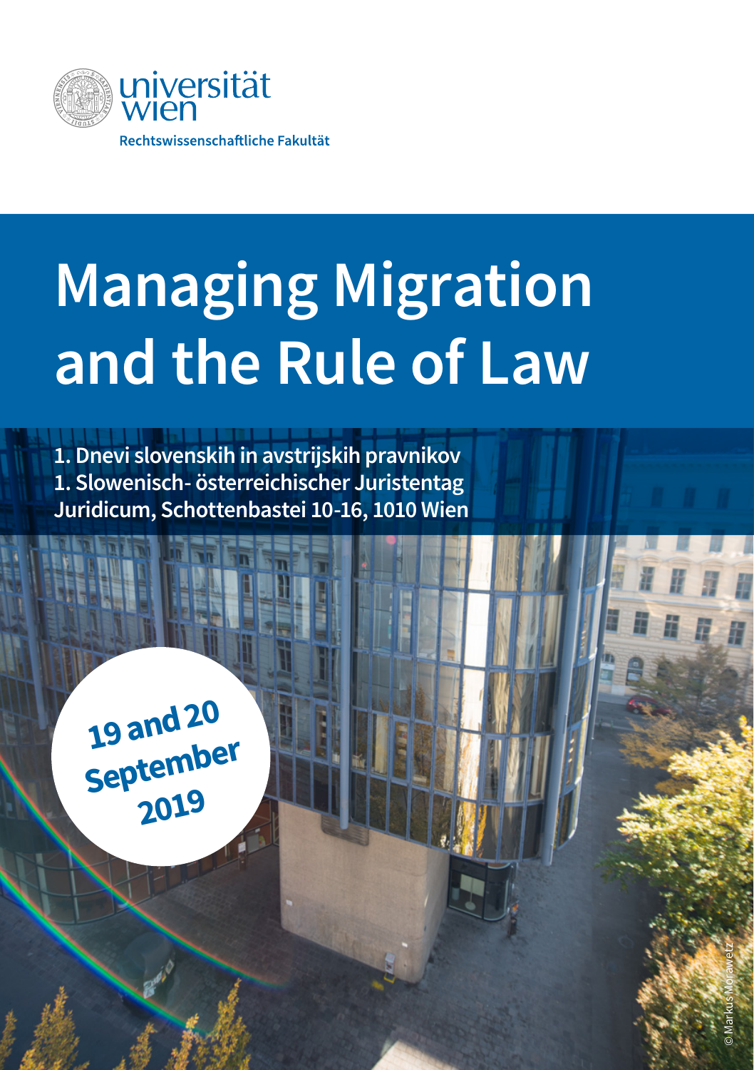universität wien

Rechtswissenschaftliche Fakultät

# Managing Migration and the Rule of Law

**1. Dnevi slovenskih in avstrijskih pravnikov**
**1. Slowenisch- österreichischer Juristentag**
**Juridicum, Schottenbastei 10-16, 1010 Wien**

**19 and 20 September 2019**

© Markus Morawetz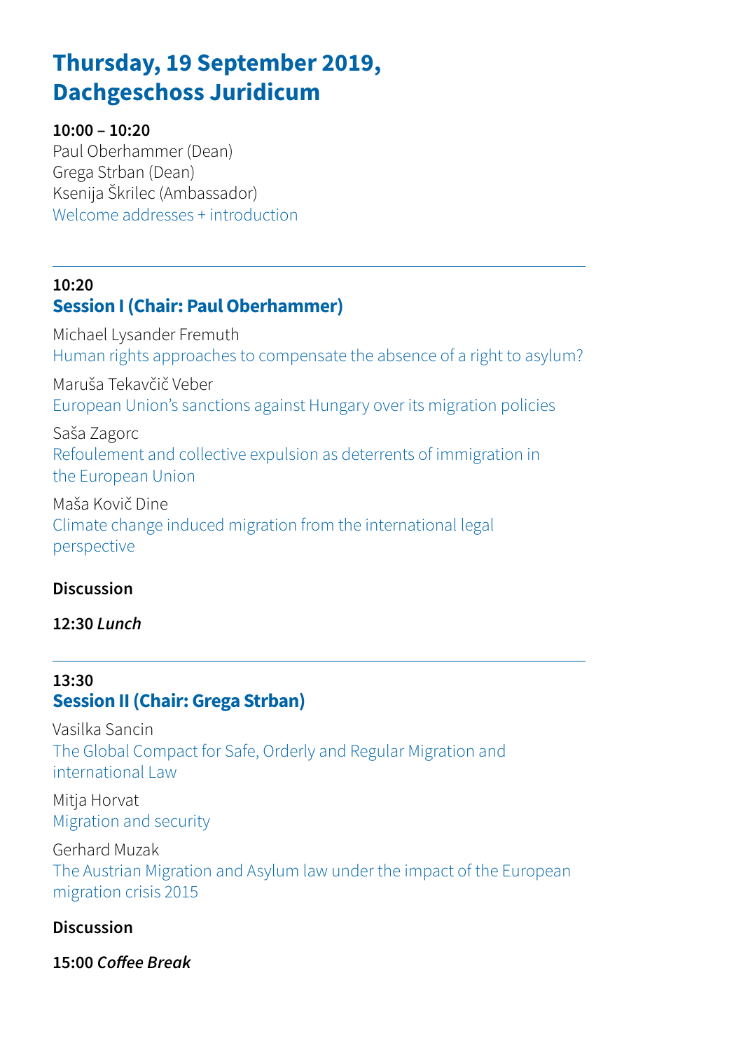# Thursday, 19 September 2019, Dachgeschoss Juridicum

**10:00 – 10:20**

Paul Oberhammer (Dean)
Grega Strban (Dean)
Ksenija Škrilec (Ambassador)
Welcome addresses + introduction

---

**10:20**

## Session I (Chair: Paul Oberhammer)

Michael Lysander Fremuth
Human rights approaches to compensate the absence of a right to asylum?

Maruša Tekavčič Veber
European Union's sanctions against Hungary over its migration policies

Saša Zagorc
Refoulement and collective expulsion as deterrents of immigration in the European Union

Maša Kovič Dine
Climate change induced migration from the international legal perspective

**Discussion**

**12:30** ***Lunch***

---

**13:30**

## Session II (Chair: Grega Strban)

Vasilka Sancin
The Global Compact for Safe, Orderly and Regular Migration and international Law

Mitja Horvat
Migration and security

Gerhard Muzak
The Austrian Migration and Asylum law under the impact of the European migration crisis 2015

**Discussion**

**15:00** ***Coffee Break***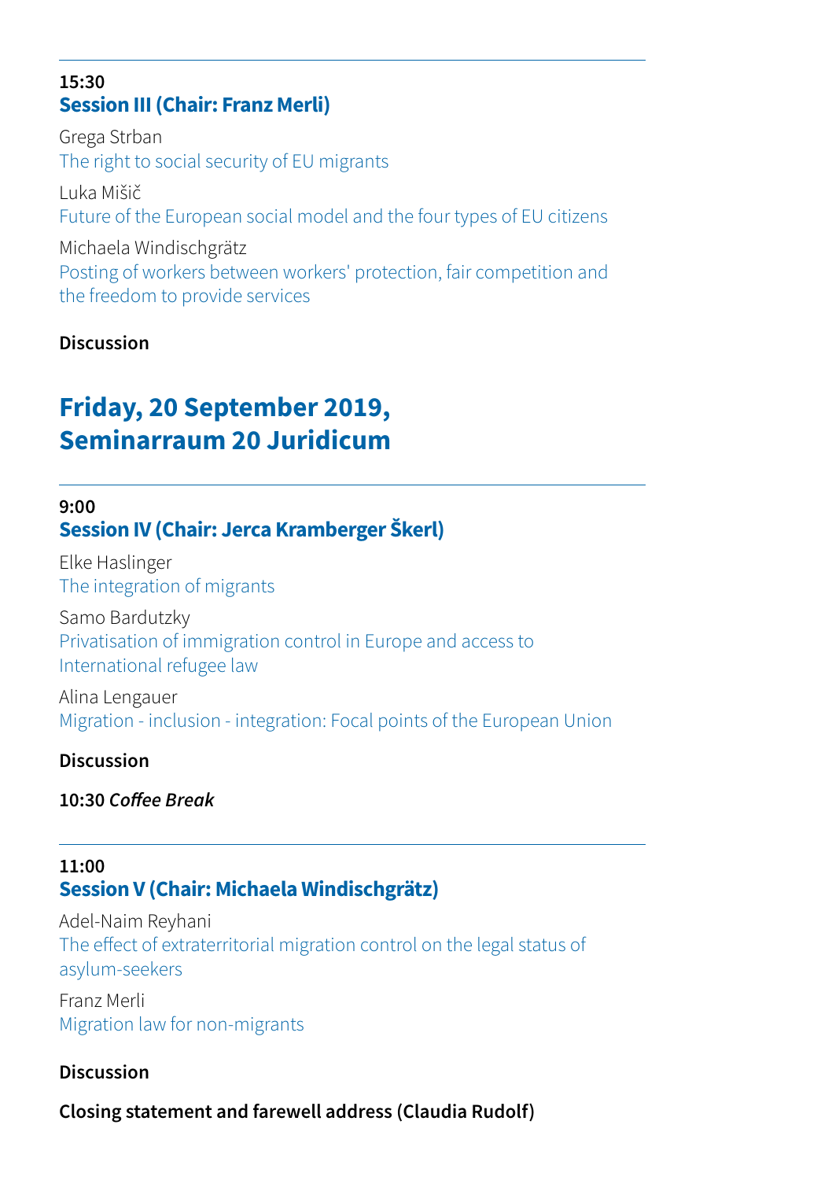---

**15:30**

### Session III (Chair: Franz Merli)

Grega Strban
The right to social security of EU migrants

Luka Mišič
Future of the European social model and the four types of EU citizens

Michaela Windischgrätz
Posting of workers between workers' protection, fair competition and the freedom to provide services

**Discussion**

## Friday, 20 September 2019, Seminarraum 20 Juridicum

---

**9:00**

### Session IV (Chair: Jerca Kramberger Škerl)

Elke Haslinger
The integration of migrants

Samo Bardutzky
Privatisation of immigration control in Europe and access to International refugee law

Alina Lengauer
Migration - inclusion - integration: Focal points of the European Union

**Discussion**

**10:30** ***Coffee Break***

---

**11:00**

### Session V (Chair: Michaela Windischgrätz)

Adel-Naim Reyhani
The effect of extraterritorial migration control on the legal status of asylum-seekers

Franz Merli
Migration law for non-migrants

**Discussion**

**Closing statement and farewell address (Claudia Rudolf)**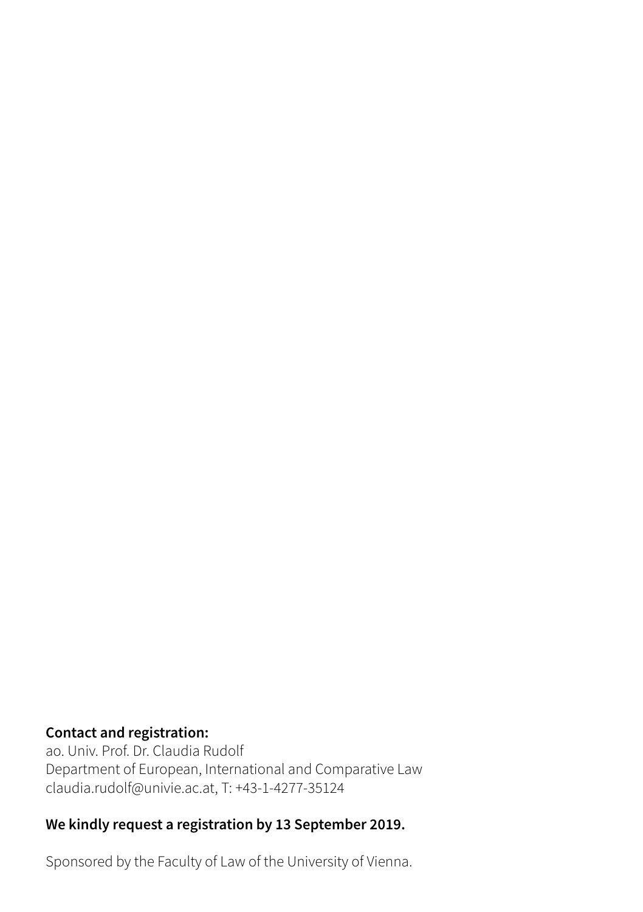**Contact and registration:**
ao. Univ. Prof. Dr. Claudia Rudolf
Department of European, International and Comparative Law
claudia.rudolf@univie.ac.at, T: +43-1-4277-35124

**We kindly request a registration by 13 September 2019.**

Sponsored by the Faculty of Law of the University of Vienna.